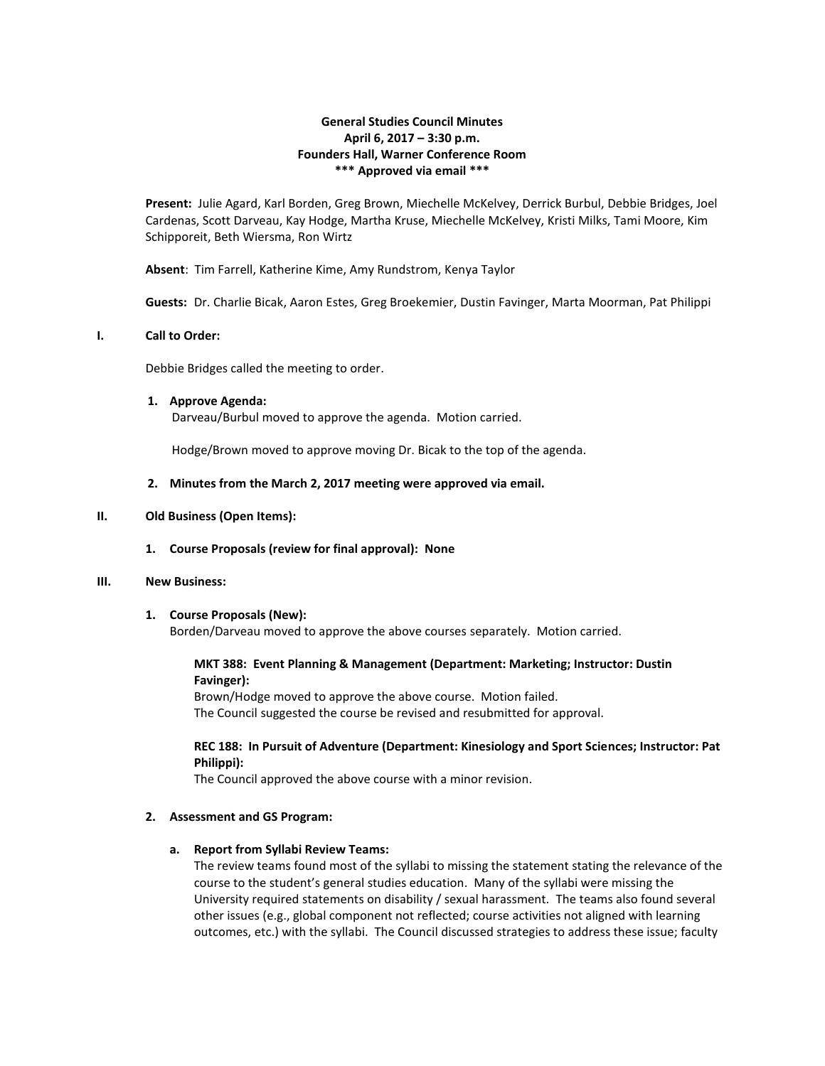**General Studies Council Minutes**
**April 6, 2017 – 3:30 p.m.**
**Founders Hall, Warner Conference Room**
**\*\*\* Approved via email \*\*\***

**Present:** Julie Agard, Karl Borden, Greg Brown, Miechelle McKelvey, Derrick Burbul, Debbie Bridges, Joel Cardenas, Scott Darveau, Kay Hodge, Martha Kruse, Miechelle McKelvey, Kristi Milks, Tami Moore, Kim Schipporeit, Beth Wiersma, Ron Wirtz

**Absent**: Tim Farrell, Katherine Kime, Amy Rundstrom, Kenya Taylor

**Guests:** Dr. Charlie Bicak, Aaron Estes, Greg Broekemier, Dustin Favinger, Marta Moorman, Pat Philippi

## I. Call to Order:

Debbie Bridges called the meeting to order.

**1. Approve Agenda:**

Darveau/Burbul moved to approve the agenda. Motion carried.

Hodge/Brown moved to approve moving Dr. Bicak to the top of the agenda.

**2. Minutes from the March 2, 2017 meeting were approved via email.**

## II. Old Business (Open Items):

**1. Course Proposals (review for final approval): None**

## III. New Business:

**1. Course Proposals (New):**

Borden/Darveau moved to approve the above courses separately. Motion carried.

**MKT 388: Event Planning & Management (Department: Marketing; Instructor: Dustin Favinger):**
Brown/Hodge moved to approve the above course. Motion failed.
The Council suggested the course be revised and resubmitted for approval.

**REC 188: In Pursuit of Adventure (Department: Kinesiology and Sport Sciences; Instructor: Pat Philippi):**
The Council approved the above course with a minor revision.

**2. Assessment and GS Program:**

**a. Report from Syllabi Review Teams:**

The review teams found most of the syllabi to missing the statement stating the relevance of the course to the student's general studies education. Many of the syllabi were missing the University required statements on disability / sexual harassment. The teams also found several other issues (e.g., global component not reflected; course activities not aligned with learning outcomes, etc.) with the syllabi. The Council discussed strategies to address these issue; faculty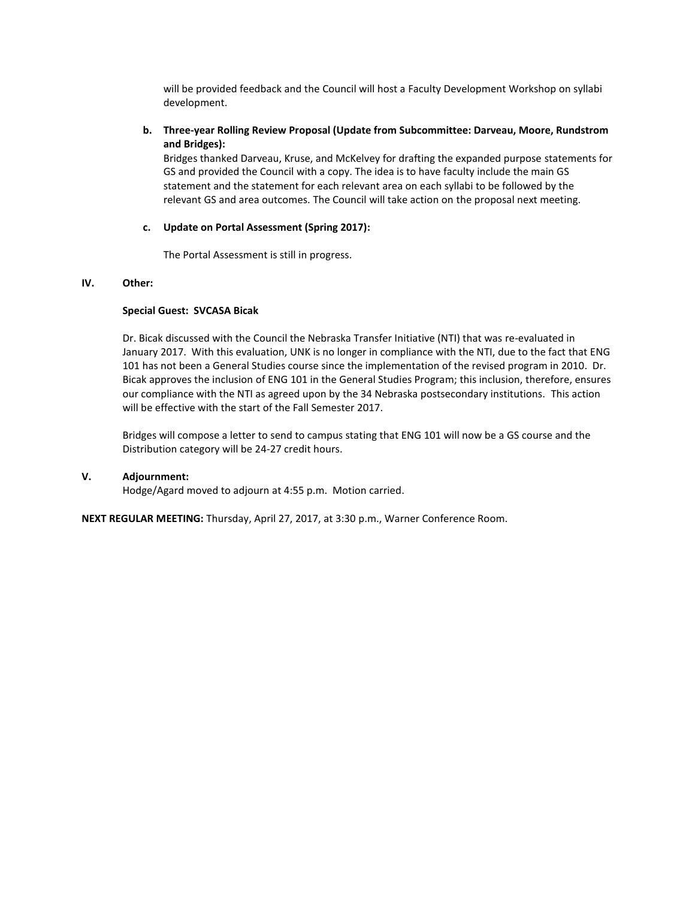will be provided feedback and the Council will host a Faculty Development Workshop on syllabi development.

**b. Three-year Rolling Review Proposal (Update from Subcommittee: Darveau, Moore, Rundstrom and Bridges):**

Bridges thanked Darveau, Kruse, and McKelvey for drafting the expanded purpose statements for GS and provided the Council with a copy. The idea is to have faculty include the main GS statement and the statement for each relevant area on each syllabi to be followed by the relevant GS and area outcomes. The Council will take action on the proposal next meeting.

**c. Update on Portal Assessment (Spring 2017):**

The Portal Assessment is still in progress.

**IV. Other:**

**Special Guest: SVCASA Bicak**

Dr. Bicak discussed with the Council the Nebraska Transfer Initiative (NTI) that was re-evaluated in January 2017. With this evaluation, UNK is no longer in compliance with the NTI, due to the fact that ENG 101 has not been a General Studies course since the implementation of the revised program in 2010. Dr. Bicak approves the inclusion of ENG 101 in the General Studies Program; this inclusion, therefore, ensures our compliance with the NTI as agreed upon by the 34 Nebraska postsecondary institutions. This action will be effective with the start of the Fall Semester 2017.

Bridges will compose a letter to send to campus stating that ENG 101 will now be a GS course and the Distribution category will be 24-27 credit hours.

**V. Adjournment:**

Hodge/Agard moved to adjourn at 4:55 p.m. Motion carried.

**NEXT REGULAR MEETING:** Thursday, April 27, 2017, at 3:30 p.m., Warner Conference Room.